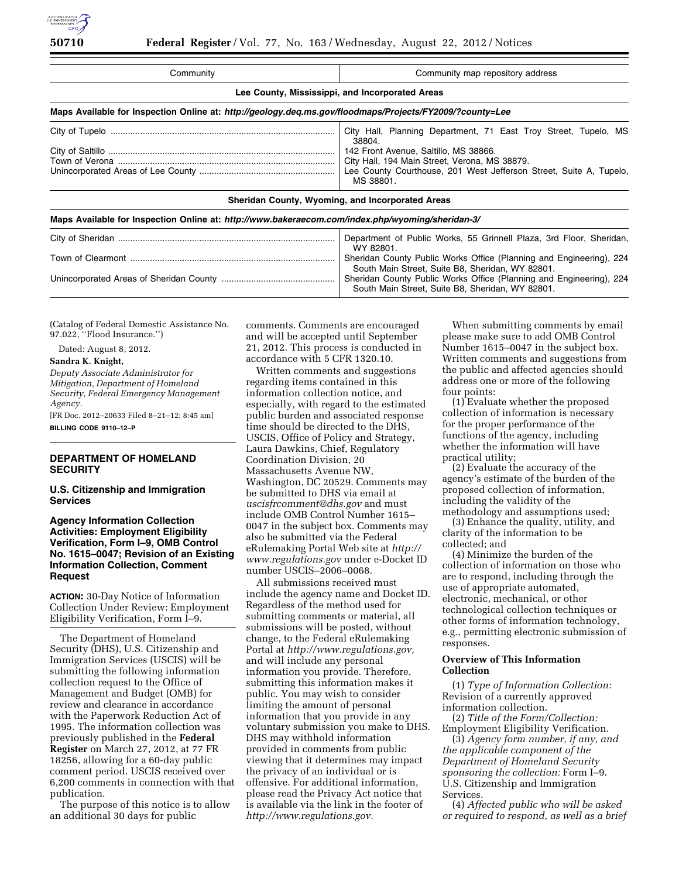| Community | Community map repository address |
| --- | --- |
| **Lee County, Mississippi, and Incorporated Areas** | |
| **Maps Available for Inspection Online at: *http://geology.deq.ms.gov/floodmaps/Projects/FY2009/?county=Lee*** | |
| City of Tupelo | City Hall, Planning Department, 71 East Troy Street, Tupelo, MS 38804. |
| City of Saltillo | 142 Front Avenue, Saltillo, MS 38866. |
| Town of Verona | City Hall, 194 Main Street, Verona, MS 38879. |
| Unincorporated Areas of Lee County | Lee County Courthouse, 201 West Jefferson Street, Suite A, Tupelo, MS 38801. |
| **Sheridan County, Wyoming, and Incorporated Areas** | |
| **Maps Available for Inspection Online at: *http://www.bakeraecom.com/index.php/wyoming/sheridan-3/*** | |
| City of Sheridan | Department of Public Works, 55 Grinnell Plaza, 3rd Floor, Sheridan, WY 82801. |
| Town of Clearmont | Sheridan County Public Works Office (Planning and Engineering), 224 South Main Street, Suite B8, Sheridan, WY 82801. |
| Unincorporated Areas of Sheridan County | Sheridan County Public Works Office (Planning and Engineering), 224 South Main Street, Suite B8, Sheridan, WY 82801. |

(Catalog of Federal Domestic Assistance No. 97.022, "Flood Insurance.")

Dated: August 8, 2012.

**Sandra K. Knight,**

*Deputy Associate Administrator for Mitigation, Department of Homeland Security, Federal Emergency Management Agency.*

[FR Doc. 2012–20633 Filed 8–21–12; 8:45 am]

**BILLING CODE 9110–12–P**

## DEPARTMENT OF HOMELAND SECURITY

### U.S. Citizenship and Immigration Services

### Agency Information Collection Activities: Employment Eligibility Verification, Form I–9, OMB Control No. 1615–0047; Revision of an Existing Information Collection, Comment Request

**ACTION:** 30-Day Notice of Information Collection Under Review: Employment Eligibility Verification, Form I–9.

The Department of Homeland Security (DHS), U.S. Citizenship and Immigration Services (USCIS) will be submitting the following information collection request to the Office of Management and Budget (OMB) for review and clearance in accordance with the Paperwork Reduction Act of 1995. The information collection was previously published in the **Federal Register** on March 27, 2012, at 77 FR 18256, allowing for a 60-day public comment period. USCIS received over 6,200 comments in connection with that publication.

The purpose of this notice is to allow an additional 30 days for public comments. Comments are encouraged and will be accepted until September 21, 2012. This process is conducted in accordance with 5 CFR 1320.10.

Written comments and suggestions regarding items contained in this information collection notice, and especially, with regard to the estimated public burden and associated response time should be directed to the DHS, USCIS, Office of Policy and Strategy, Laura Dawkins, Chief, Regulatory Coordination Division, 20 Massachusetts Avenue NW, Washington, DC 20529. Comments may be submitted to DHS via email at *uscisfrcomment@dhs.gov* and must include OMB Control Number 1615–0047 in the subject box. Comments may also be submitted via the Federal eRulemaking Portal Web site at *http://www.regulations.gov* under e-Docket ID number USCIS–2006–0068.

All submissions received must include the agency name and Docket ID. Regardless of the method used for submitting comments or material, all submissions will be posted, without change, to the Federal eRulemaking Portal at *http://www.regulations.gov,* and will include any personal information you provide. Therefore, submitting this information makes it public. You may wish to consider limiting the amount of personal information that you provide in any voluntary submission you make to DHS. DHS may withhold information provided in comments from public viewing that it determines may impact the privacy of an individual or is offensive. For additional information, please read the Privacy Act notice that is available via the link in the footer of *http://www.regulations.gov.*

When submitting comments by email please make sure to add OMB Control Number 1615–0047 in the subject box. Written comments and suggestions from the public and affected agencies should address one or more of the following four points:

(1) Evaluate whether the proposed collection of information is necessary for the proper performance of the functions of the agency, including whether the information will have practical utility;

(2) Evaluate the accuracy of the agency's estimate of the burden of the proposed collection of information, including the validity of the methodology and assumptions used;

(3) Enhance the quality, utility, and clarity of the information to be collected; and

(4) Minimize the burden of the collection of information on those who are to respond, including through the use of appropriate automated, electronic, mechanical, or other technological collection techniques or other forms of information technology, e.g., permitting electronic submission of responses.

### Overview of This Information Collection

(1) *Type of Information Collection:* Revision of a currently approved information collection.

(2) *Title of the Form/Collection:* Employment Eligibility Verification.

(3) *Agency form number, if any, and the applicable component of the Department of Homeland Security sponsoring the collection:* Form I–9. U.S. Citizenship and Immigration Services.

(4) *Affected public who will be asked or required to respond, as well as a brief*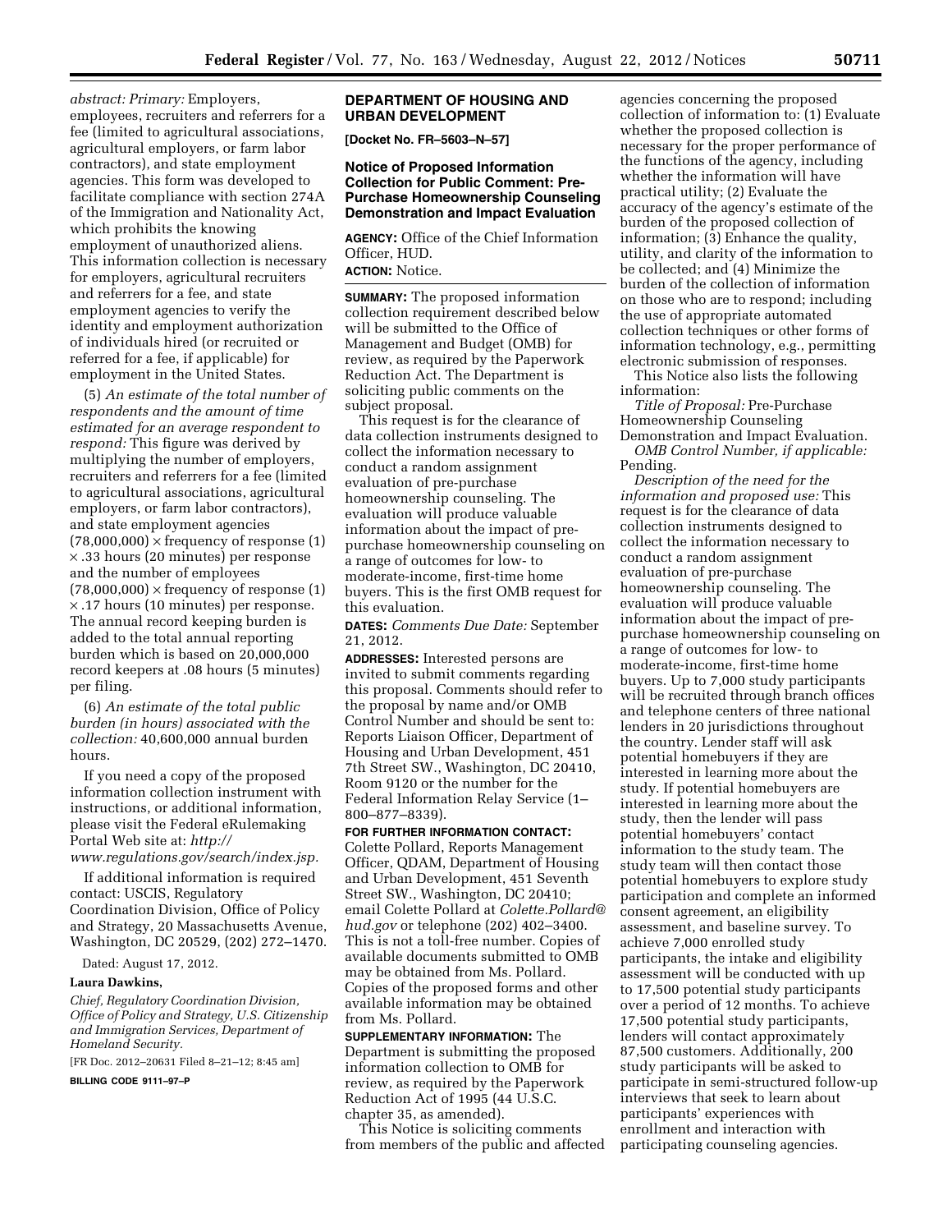*abstract: Primary:* Employers, employees, recruiters and referrers for a fee (limited to agricultural associations, agricultural employers, or farm labor contractors), and state employment agencies. This form was developed to facilitate compliance with section 274A of the Immigration and Nationality Act, which prohibits the knowing employment of unauthorized aliens. This information collection is necessary for employers, agricultural recruiters and referrers for a fee, and state employment agencies to verify the identity and employment authorization of individuals hired (or recruited or referred for a fee, if applicable) for employment in the United States.

(5) *An estimate of the total number of respondents and the amount of time estimated for an average respondent to respond:* This figure was derived by multiplying the number of employers, recruiters and referrers for a fee (limited to agricultural associations, agricultural employers, or farm labor contractors), and state employment agencies (78,000,000) × frequency of response (1) × .33 hours (20 minutes) per response and the number of employees (78,000,000) × frequency of response (1) × .17 hours (10 minutes) per response. The annual record keeping burden is added to the total annual reporting burden which is based on 20,000,000 record keepers at .08 hours (5 minutes) per filing.

(6) *An estimate of the total public burden (in hours) associated with the collection:* 40,600,000 annual burden hours.

If you need a copy of the proposed information collection instrument with instructions, or additional information, please visit the Federal eRulemaking Portal Web site at: *http://www.regulations.gov/search/index.jsp.*

If additional information is required contact: USCIS, Regulatory Coordination Division, Office of Policy and Strategy, 20 Massachusetts Avenue, Washington, DC 20529, (202) 272–1470.

Dated: August 17, 2012.

**Laura Dawkins,**

*Chief, Regulatory Coordination Division, Office of Policy and Strategy, U.S. Citizenship and Immigration Services, Department of Homeland Security.*

[FR Doc. 2012–20631 Filed 8–21–12; 8:45 am]

**BILLING CODE 9111–97–P**

## DEPARTMENT OF HOUSING AND URBAN DEVELOPMENT

**[Docket No. FR–5603–N–57]**

### Notice of Proposed Information Collection for Public Comment: Pre-Purchase Homeownership Counseling Demonstration and Impact Evaluation

**AGENCY:** Office of the Chief Information Officer, HUD.

**ACTION:** Notice.

**SUMMARY:** The proposed information collection requirement described below will be submitted to the Office of Management and Budget (OMB) for review, as required by the Paperwork Reduction Act. The Department is soliciting public comments on the subject proposal.

This request is for the clearance of data collection instruments designed to collect the information necessary to conduct a random assignment evaluation of pre-purchase homeownership counseling. The evaluation will produce valuable information about the impact of pre-purchase homeownership counseling on a range of outcomes for low- to moderate-income, first-time home buyers. This is the first OMB request for this evaluation.

**DATES:** *Comments Due Date:* September 21, 2012.

**ADDRESSES:** Interested persons are invited to submit comments regarding this proposal. Comments should refer to the proposal by name and/or OMB Control Number and should be sent to: Reports Liaison Officer, Department of Housing and Urban Development, 451 7th Street SW., Washington, DC 20410, Room 9120 or the number for the Federal Information Relay Service (1–800–877–8339).

**FOR FURTHER INFORMATION CONTACT:** Colette Pollard, Reports Management Officer, QDAM, Department of Housing and Urban Development, 451 Seventh Street SW., Washington, DC 20410; email Colette Pollard at *Colette.Pollard@hud.gov* or telephone (202) 402–3400. This is not a toll-free number. Copies of available documents submitted to OMB may be obtained from Ms. Pollard. Copies of the proposed forms and other available information may be obtained from Ms. Pollard.

**SUPPLEMENTARY INFORMATION:** The Department is submitting the proposed information collection to OMB for review, as required by the Paperwork Reduction Act of 1995 (44 U.S.C. chapter 35, as amended).

This Notice is soliciting comments from members of the public and affected agencies concerning the proposed collection of information to: (1) Evaluate whether the proposed collection is necessary for the proper performance of the functions of the agency, including whether the information will have practical utility; (2) Evaluate the accuracy of the agency's estimate of the burden of the proposed collection of information; (3) Enhance the quality, utility, and clarity of the information to be collected; and (4) Minimize the burden of the collection of information on those who are to respond; including the use of appropriate automated collection techniques or other forms of information technology, e.g., permitting electronic submission of responses.

This Notice also lists the following information:

*Title of Proposal:* Pre-Purchase Homeownership Counseling Demonstration and Impact Evaluation.

*OMB Control Number, if applicable:* Pending.

*Description of the need for the information and proposed use:* This request is for the clearance of data collection instruments designed to collect the information necessary to conduct a random assignment evaluation of pre-purchase homeownership counseling. The evaluation will produce valuable information about the impact of pre-purchase homeownership counseling on a range of outcomes for low- to moderate-income, first-time home buyers. Up to 7,000 study participants will be recruited through branch offices and telephone centers of three national lenders in 20 jurisdictions throughout the country. Lender staff will ask potential homebuyers if they are interested in learning more about the study. If potential homebuyers are interested in learning more about the study, then the lender will pass potential homebuyers' contact information to the study team. The study team will then contact those potential homebuyers to explore study participation and complete an informed consent agreement, an eligibility assessment, and baseline survey. To achieve 7,000 enrolled study participants, the intake and eligibility assessment will be conducted with up to 17,500 potential study participants over a period of 12 months. To achieve 17,500 potential study participants, lenders will contact approximately 87,500 customers. Additionally, 200 study participants will be asked to participate in semi-structured follow-up interviews that seek to learn about participants' experiences with enrollment and interaction with participating counseling agencies.